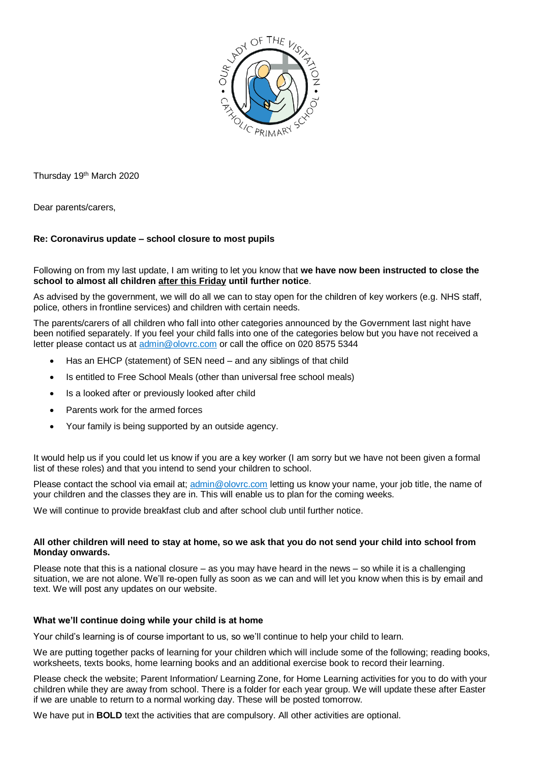Thursday 19th March 2020

Dear parents/carers,

**Re: Coronavirus update – school closure to most pupils**

Following on from my last update, I am writing to let you know that **we have now been instructed to close the school to almost all children <u>after this Friday</u> until further notice**.

As advised by the government, we will do all we can to stay open for the children of key workers (e.g. NHS staff, police, others in frontline services) and children with certain needs.

The parents/carers of all children who fall into other categories announced by the Government last night have been notified separately. If you feel your child falls into one of the categories below but you have not received a letter please contact us at admin@olovrc.com or call the office on 020 8575 5344

- Has an EHCP (statement) of SEN need – and any siblings of that child
- Is entitled to Free School Meals (other than universal free school meals)
- Is a looked after or previously looked after child
- Parents work for the armed forces
- Your family is being supported by an outside agency.

It would help us if you could let us know if you are a key worker (I am sorry but we have not been given a formal list of these roles) and that you intend to send your children to school.

Please contact the school via email at; admin@olovrc.com letting us know your name, your job title, the name of your children and the classes they are in. This will enable us to plan for the coming weeks.

We will continue to provide breakfast club and after school club until further notice.

**All other children will need to stay at home, so we ask that you do not send your child into school from Monday onwards.**

Please note that this is a national closure – as you may have heard in the news – so while it is a challenging situation, we are not alone. We'll re-open fully as soon as we can and will let you know when this is by email and text. We will post any updates on our website.

**What we'll continue doing while your child is at home**

Your child's learning is of course important to us, so we'll continue to help your child to learn.

We are putting together packs of learning for your children which will include some of the following; reading books, worksheets, texts books, home learning books and an additional exercise book to record their learning.

Please check the website; Parent Information/ Learning Zone, for Home Learning activities for you to do with your children while they are away from school. There is a folder for each year group. We will update these after Easter if we are unable to return to a normal working day. These will be posted tomorrow.

We have put in **BOLD** text the activities that are compulsory. All other activities are optional.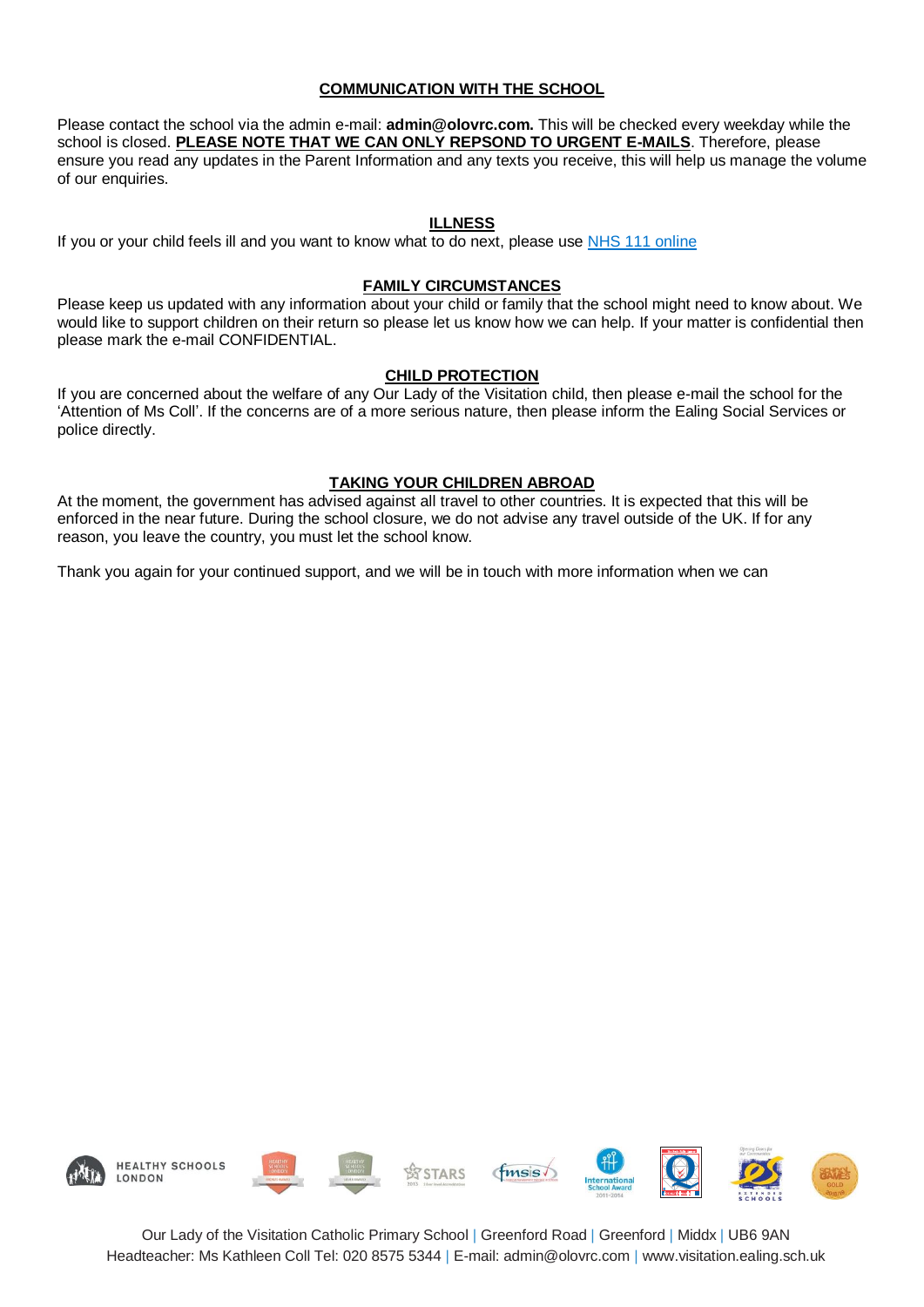## COMMUNICATION WITH THE SCHOOL

Please contact the school via the admin e-mail: **admin@olovrc.com.** This will be checked every weekday while the school is closed. **PLEASE NOTE THAT WE CAN ONLY REPSOND TO URGENT E-MAILS**. Therefore, please ensure you read any updates in the Parent Information and any texts you receive, this will help us manage the volume of our enquiries.

## ILLNESS

If you or your child feels ill and you want to know what to do next, please use NHS 111 online

## FAMILY CIRCUMSTANCES

Please keep us updated with any information about your child or family that the school might need to know about. We would like to support children on their return so please let us know how we can help. If your matter is confidential then please mark the e-mail CONFIDENTIAL.

## CHILD PROTECTION

If you are concerned about the welfare of any Our Lady of the Visitation child, then please e-mail the school for the 'Attention of Ms Coll'. If the concerns are of a more serious nature, then please inform the Ealing Social Services or police directly.

## TAKING YOUR CHILDREN ABROAD

At the moment, the government has advised against all travel to other countries. It is expected that this will be enforced in the near future. During the school closure, we do not advise any travel outside of the UK. If for any reason, you leave the country, you must let the school know.

Thank you again for your continued support, and we will be in touch with more information when we can

Our Lady of the Visitation Catholic Primary School | Greenford Road | Greenford | Middx | UB6 9AN
Headteacher: Ms Kathleen Coll Tel: 020 8575 5344 | E-mail: admin@olovrc.com | www.visitation.ealing.sch.uk